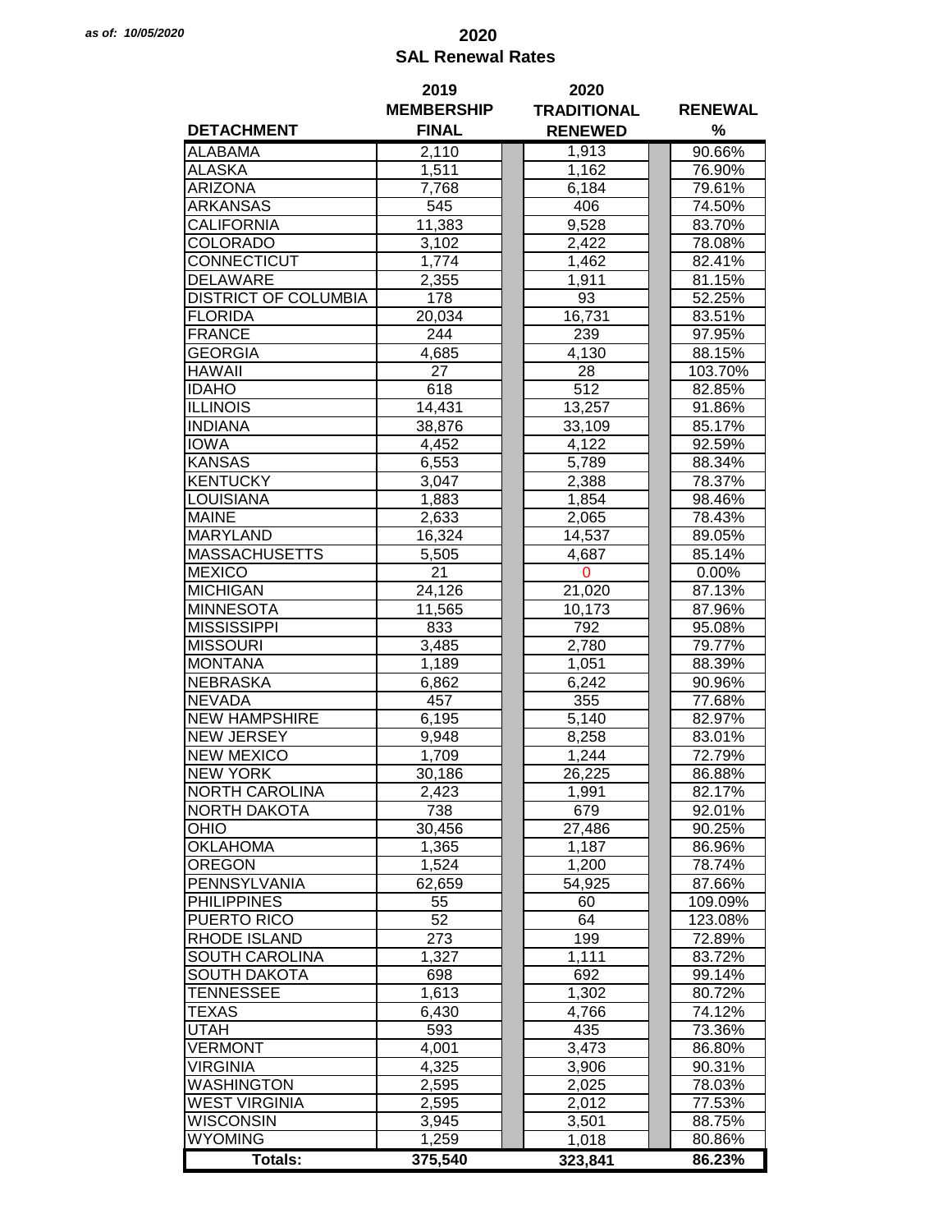*as of: 10/05/2020*

# 2020
## SAL Renewal Rates

| DETACHMENT | 2019 MEMBERSHIP FINAL | 2020 TRADITIONAL RENEWED | RENEWAL % |
|---|---|---|---|
| ALABAMA | 2,110 | 1,913 | 90.66% |
| ALASKA | 1,511 | 1,162 | 76.90% |
| ARIZONA | 7,768 | 6,184 | 79.61% |
| ARKANSAS | 545 | 406 | 74.50% |
| CALIFORNIA | 11,383 | 9,528 | 83.70% |
| COLORADO | 3,102 | 2,422 | 78.08% |
| CONNECTICUT | 1,774 | 1,462 | 82.41% |
| DELAWARE | 2,355 | 1,911 | 81.15% |
| DISTRICT OF COLUMBIA | 178 | 93 | 52.25% |
| FLORIDA | 20,034 | 16,731 | 83.51% |
| FRANCE | 244 | 239 | 97.95% |
| GEORGIA | 4,685 | 4,130 | 88.15% |
| HAWAII | 27 | 28 | 103.70% |
| IDAHO | 618 | 512 | 82.85% |
| ILLINOIS | 14,431 | 13,257 | 91.86% |
| INDIANA | 38,876 | 33,109 | 85.17% |
| IOWA | 4,452 | 4,122 | 92.59% |
| KANSAS | 6,553 | 5,789 | 88.34% |
| KENTUCKY | 3,047 | 2,388 | 78.37% |
| LOUISIANA | 1,883 | 1,854 | 98.46% |
| MAINE | 2,633 | 2,065 | 78.43% |
| MARYLAND | 16,324 | 14,537 | 89.05% |
| MASSACHUSETTS | 5,505 | 4,687 | 85.14% |
| MEXICO | 21 | 0 | 0.00% |
| MICHIGAN | 24,126 | 21,020 | 87.13% |
| MINNESOTA | 11,565 | 10,173 | 87.96% |
| MISSISSIPPI | 833 | 792 | 95.08% |
| MISSOURI | 3,485 | 2,780 | 79.77% |
| MONTANA | 1,189 | 1,051 | 88.39% |
| NEBRASKA | 6,862 | 6,242 | 90.96% |
| NEVADA | 457 | 355 | 77.68% |
| NEW HAMPSHIRE | 6,195 | 5,140 | 82.97% |
| NEW JERSEY | 9,948 | 8,258 | 83.01% |
| NEW MEXICO | 1,709 | 1,244 | 72.79% |
| NEW YORK | 30,186 | 26,225 | 86.88% |
| NORTH CAROLINA | 2,423 | 1,991 | 82.17% |
| NORTH DAKOTA | 738 | 679 | 92.01% |
| OHIO | 30,456 | 27,486 | 90.25% |
| OKLAHOMA | 1,365 | 1,187 | 86.96% |
| OREGON | 1,524 | 1,200 | 78.74% |
| PENNSYLVANIA | 62,659 | 54,925 | 87.66% |
| PHILIPPINES | 55 | 60 | 109.09% |
| PUERTO RICO | 52 | 64 | 123.08% |
| RHODE ISLAND | 273 | 199 | 72.89% |
| SOUTH CAROLINA | 1,327 | 1,111 | 83.72% |
| SOUTH DAKOTA | 698 | 692 | 99.14% |
| TENNESSEE | 1,613 | 1,302 | 80.72% |
| TEXAS | 6,430 | 4,766 | 74.12% |
| UTAH | 593 | 435 | 73.36% |
| VERMONT | 4,001 | 3,473 | 86.80% |
| VIRGINIA | 4,325 | 3,906 | 90.31% |
| WASHINGTON | 2,595 | 2,025 | 78.03% |
| WEST VIRGINIA | 2,595 | 2,012 | 77.53% |
| WISCONSIN | 3,945 | 3,501 | 88.75% |
| WYOMING | 1,259 | 1,018 | 80.86% |
| **Totals:** | **375,540** | **323,841** | **86.23%** |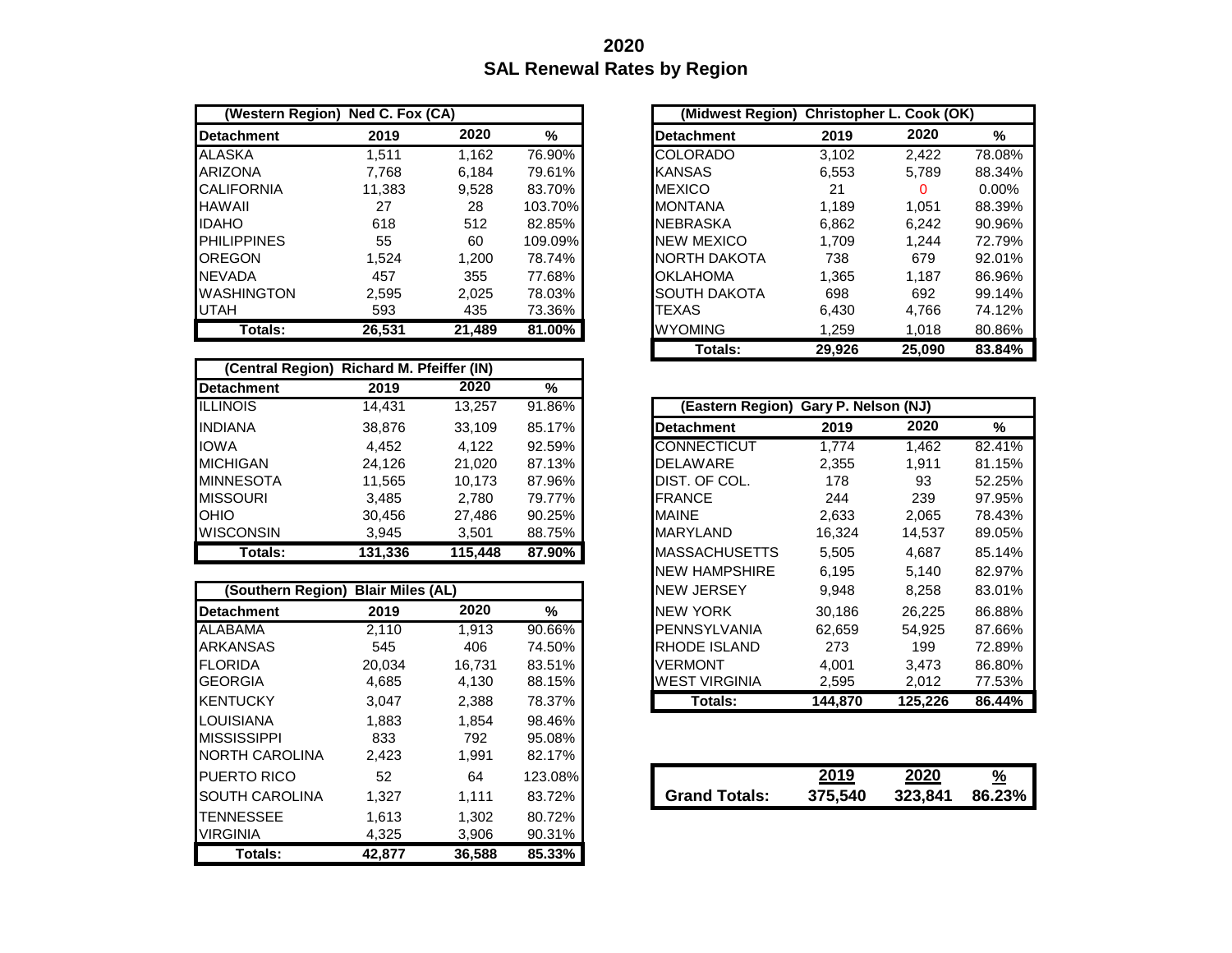# 2020
## SAL Renewal Rates by Region

| (Western Region) Ned C. Fox (CA) | | | |
|---|---|---|---|
| **Detachment** | **2019** | **2020** | **%** |
| ALASKA | 1,511 | 1,162 | 76.90% |
| ARIZONA | 7,768 | 6,184 | 79.61% |
| CALIFORNIA | 11,383 | 9,528 | 83.70% |
| HAWAII | 27 | 28 | 103.70% |
| IDAHO | 618 | 512 | 82.85% |
| PHILIPPINES | 55 | 60 | 109.09% |
| OREGON | 1,524 | 1,200 | 78.74% |
| NEVADA | 457 | 355 | 77.68% |
| WASHINGTON | 2,595 | 2,025 | 78.03% |
| UTAH | 593 | 435 | 73.36% |
| **Totals:** | **26,531** | **21,489** | **81.00%** |

| (Central Region) Richard M. Pfeiffer (IN) | | | |
|---|---|---|---|
| **Detachment** | **2019** | **2020** | **%** |
| ILLINOIS | 14,431 | 13,257 | 91.86% |
| INDIANA | 38,876 | 33,109 | 85.17% |
| IOWA | 4,452 | 4,122 | 92.59% |
| MICHIGAN | 24,126 | 21,020 | 87.13% |
| MINNESOTA | 11,565 | 10,173 | 87.96% |
| MISSOURI | 3,485 | 2,780 | 79.77% |
| OHIO | 30,456 | 27,486 | 90.25% |
| WISCONSIN | 3,945 | 3,501 | 88.75% |
| **Totals:** | **131,336** | **115,448** | **87.90%** |

| (Southern Region) Blair Miles (AL) | | | |
|---|---|---|---|
| **Detachment** | **2019** | **2020** | **%** |
| ALABAMA | 2,110 | 1,913 | 90.66% |
| ARKANSAS | 545 | 406 | 74.50% |
| FLORIDA | 20,034 | 16,731 | 83.51% |
| GEORGIA | 4,685 | 4,130 | 88.15% |
| KENTUCKY | 3,047 | 2,388 | 78.37% |
| LOUISIANA | 1,883 | 1,854 | 98.46% |
| MISSISSIPPI | 833 | 792 | 95.08% |
| NORTH CAROLINA | 2,423 | 1,991 | 82.17% |
| PUERTO RICO | 52 | 64 | 123.08% |
| SOUTH CAROLINA | 1,327 | 1,111 | 83.72% |
| TENNESSEE | 1,613 | 1,302 | 80.72% |
| VIRGINIA | 4,325 | 3,906 | 90.31% |
| **Totals:** | **42,877** | **36,588** | **85.33%** |

| (Midwest Region) Christopher L. Cook (OK) | | | |
|---|---|---|---|
| **Detachment** | **2019** | **2020** | **%** |
| COLORADO | 3,102 | 2,422 | 78.08% |
| KANSAS | 6,553 | 5,789 | 88.34% |
| MEXICO | 21 | 0 | 0.00% |
| MONTANA | 1,189 | 1,051 | 88.39% |
| NEBRASKA | 6,862 | 6,242 | 90.96% |
| NEW MEXICO | 1,709 | 1,244 | 72.79% |
| NORTH DAKOTA | 738 | 679 | 92.01% |
| OKLAHOMA | 1,365 | 1,187 | 86.96% |
| SOUTH DAKOTA | 698 | 692 | 99.14% |
| TEXAS | 6,430 | 4,766 | 74.12% |
| WYOMING | 1,259 | 1,018 | 80.86% |
| **Totals:** | **29,926** | **25,090** | **83.84%** |

| (Eastern Region) Gary P. Nelson (NJ) | | | |
|---|---|---|---|
| **Detachment** | **2019** | **2020** | **%** |
| CONNECTICUT | 1,774 | 1,462 | 82.41% |
| DELAWARE | 2,355 | 1,911 | 81.15% |
| DIST. OF COL. | 178 | 93 | 52.25% |
| FRANCE | 244 | 239 | 97.95% |
| MAINE | 2,633 | 2,065 | 78.43% |
| MARYLAND | 16,324 | 14,537 | 89.05% |
| MASSACHUSETTS | 5,505 | 4,687 | 85.14% |
| NEW HAMPSHIRE | 6,195 | 5,140 | 82.97% |
| NEW JERSEY | 9,948 | 8,258 | 83.01% |
| NEW YORK | 30,186 | 26,225 | 86.88% |
| PENNSYLVANIA | 62,659 | 54,925 | 87.66% |
| RHODE ISLAND | 273 | 199 | 72.89% |
| VERMONT | 4,001 | 3,473 | 86.80% |
| WEST VIRGINIA | 2,595 | 2,012 | 77.53% |
| **Totals:** | **144,870** | **125,226** | **86.44%** |

| | **2019** | **2020** | **%** |
|---|---|---|---|
| **Grand Totals:** | **375,540** | **323,841** | **86.23%** |